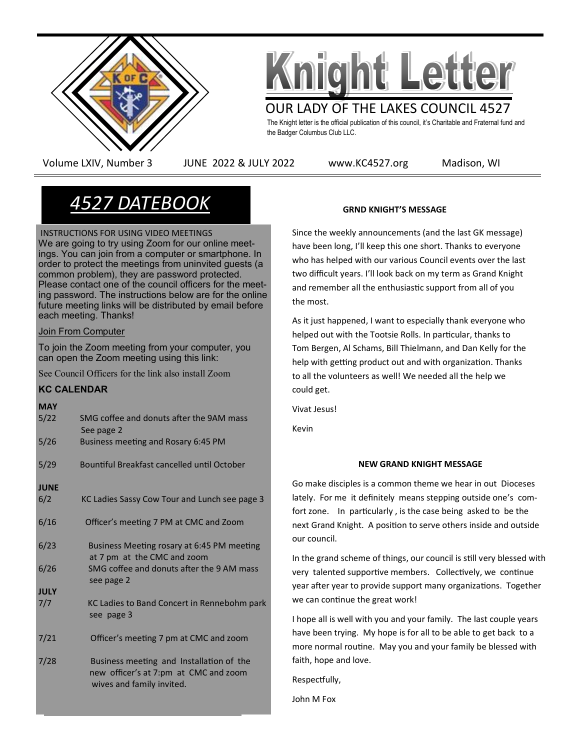# Knight Letter

## OUR LADY OF THE LAKES COUNCIL 4527

The Knight letter is the official publication of this council, it's Charitable and Fraternal fund and the Badger Columbus Club LLC.

Volume LXIV, Number 3 JUNE 2022 & JULY 2022 www.KC4527.org Madison, WI

## *4527 DATEBOOK*

INSTRUCTIONS FOR USING VIDEO MEETINGS

We are going to try using Zoom for our online meetings. You can join from a computer or smartphone. In order to protect the meetings from uninvited guests (a common problem), they are password protected. Please contact one of the council officers for the meeting password. The instructions below are for the online future meeting links will be distributed by email before each meeting. Thanks!

Join From Computer

To join the Zoom meeting from your computer, you can open the Zoom meeting using this link:

See Council Officers for the link also install Zoom

### KC CALENDAR

**MAY**

- 5/22 SMG coffee and donuts after the 9AM mass See page 2
- 5/26 Business meeting and Rosary 6:45 PM
- 5/29 Bountiful Breakfast cancelled until October

**JUNE**

- 6/2 KC Ladies Sassy Cow Tour and Lunch see page 3
- 6/16 Officer's meeting 7 PM at CMC and Zoom
- 6/23 Business Meeting rosary at 6:45 PM meeting at 7 pm at the CMC and zoom
- 6/26 SMG coffee and donuts after the 9 AM mass see page 2

**JULY**

- 7/7 KC Ladies to Band Concert in Rennebohm park see page 3
- 7/21 Officer's meeting 7 pm at CMC and zoom
- 7/28 Business meeting and Installation of the new officer's at 7:pm at CMC and zoom wives and family invited.

### GRND KNIGHT'S MESSAGE

Since the weekly announcements (and the last GK message) have been long, I'll keep this one short. Thanks to everyone who has helped with our various Council events over the last two difficult years. I'll look back on my term as Grand Knight and remember all the enthusiastic support from all of you the most.

As it just happened, I want to especially thank everyone who helped out with the Tootsie Rolls. In particular, thanks to Tom Bergen, Al Schams, Bill Thielmann, and Dan Kelly for the help with getting product out and with organization. Thanks to all the volunteers as well! We needed all the help we could get.

Vivat Jesus!

Kevin

### NEW GRAND KNIGHT MESSAGE

Go make disciples is a common theme we hear in out Dioceses lately. For me it definitely means stepping outside one's comfort zone. In particularly , is the case being asked to be the next Grand Knight. A position to serve others inside and outside our council.

In the grand scheme of things, our council is still very blessed with very talented supportive members. Collectively, we continue year after year to provide support many organizations. Together we can continue the great work!

I hope all is well with you and your family. The last couple years have been trying. My hope is for all to be able to get back to a more normal routine. May you and your family be blessed with faith, hope and love.

Respectfully,

John M Fox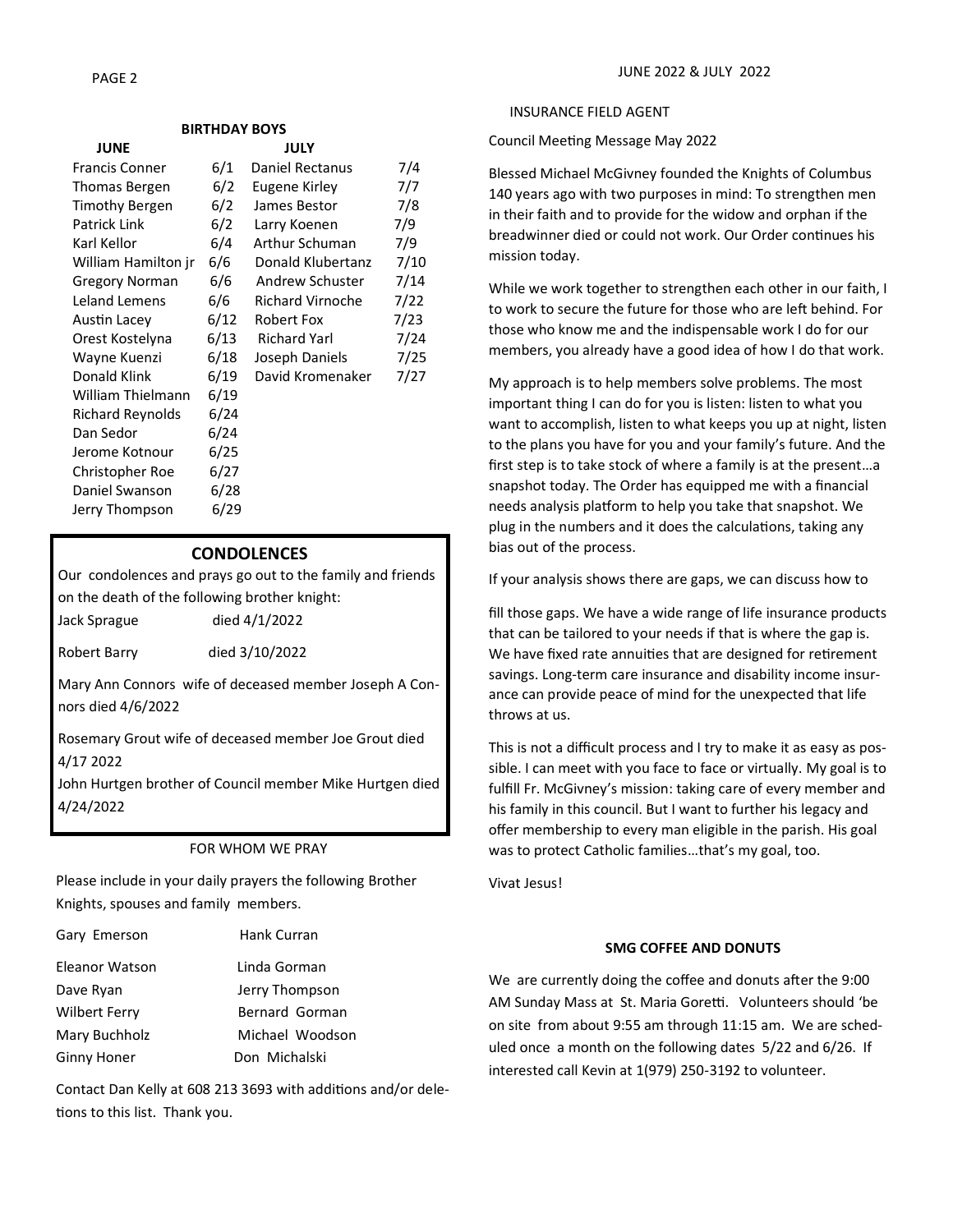## BIRTHDAY BOYS

| JUNE | | JULY | |
|---|---|---|---|
| Francis Conner | 6/1 | Daniel Rectanus | 7/4 |
| Thomas Bergen | 6/2 | Eugene Kirley | 7/7 |
| Timothy Bergen | 6/2 | James Bestor | 7/8 |
| Patrick Link | 6/2 | Larry Koenen | 7/9 |
| Karl Kellor | 6/4 | Arthur Schuman | 7/9 |
| William Hamilton jr | 6/6 | Donald Klubertanz | 7/10 |
| Gregory Norman | 6/6 | Andrew Schuster | 7/14 |
| Leland Lemens | 6/6 | Richard Virnoche | 7/22 |
| Austin Lacey | 6/12 | Robert Fox | 7/23 |
| Orest Kostelyna | 6/13 | Richard Yarl | 7/24 |
| Wayne Kuenzi | 6/18 | Joseph Daniels | 7/25 |
| Donald Klink | 6/19 | David Kromenaker | 7/27 |
| William Thielmann | 6/19 | | |
| Richard Reynolds | 6/24 | | |
| Dan Sedor | 6/24 | | |
| Jerome Kotnour | 6/25 | | |
| Christopher Roe | 6/27 | | |
| Daniel Swanson | 6/28 | | |
| Jerry Thompson | 6/29 | | |

## CONDOLENCES

Our condolences and prays go out to the family and friends on the death of the following brother knight:

Jack Sprague died 4/1/2022

Robert Barry died 3/10/2022

Mary Ann Connors wife of deceased member Joseph A Connors died 4/6/2022

Rosemary Grout wife of deceased member Joe Grout died 4/17 2022

John Hurtgen brother of Council member Mike Hurtgen died 4/24/2022

## FOR WHOM WE PRAY

Please include in your daily prayers the following Brother Knights, spouses and family members.

| | |
|---|---|
| Gary Emerson | Hank Curran |
| Eleanor Watson | Linda Gorman |
| Dave Ryan | Jerry Thompson |
| Wilbert Ferry | Bernard Gorman |
| Mary Buchholz | Michael Woodson |
| Ginny Honer | Don Michalski |

Contact Dan Kelly at 608 213 3693 with additions and/or deletions to this list. Thank you.

## INSURANCE FIELD AGENT

Council Meeting Message May 2022

Blessed Michael McGivney founded the Knights of Columbus 140 years ago with two purposes in mind: To strengthen men in their faith and to provide for the widow and orphan if the breadwinner died or could not work. Our Order continues his mission today.

While we work together to strengthen each other in our faith, I to work to secure the future for those who are left behind. For those who know me and the indispensable work I do for our members, you already have a good idea of how I do that work.

My approach is to help members solve problems. The most important thing I can do for you is listen: listen to what you want to accomplish, listen to what keeps you up at night, listen to the plans you have for you and your family's future. And the first step is to take stock of where a family is at the present…a snapshot today. The Order has equipped me with a financial needs analysis platform to help you take that snapshot. We plug in the numbers and it does the calculations, taking any bias out of the process.

If your analysis shows there are gaps, we can discuss how to fill those gaps. We have a wide range of life insurance products that can be tailored to your needs if that is where the gap is. We have fixed rate annuities that are designed for retirement savings. Long-term care insurance and disability income insurance can provide peace of mind for the unexpected that life throws at us.

This is not a difficult process and I try to make it as easy as possible. I can meet with you face to face or virtually. My goal is to fulfill Fr. McGivney's mission: taking care of every member and his family in this council. But I want to further his legacy and offer membership to every man eligible in the parish. His goal was to protect Catholic families…that's my goal, too.

Vivat Jesus!

## SMG COFFEE AND DONUTS

We are currently doing the coffee and donuts after the 9:00 AM Sunday Mass at St. Maria Goretti. Volunteers should 'be on site from about 9:55 am through 11:15 am. We are scheduled once a month on the following dates 5/22 and 6/26. If interested call Kevin at 1(979) 250-3192 to volunteer.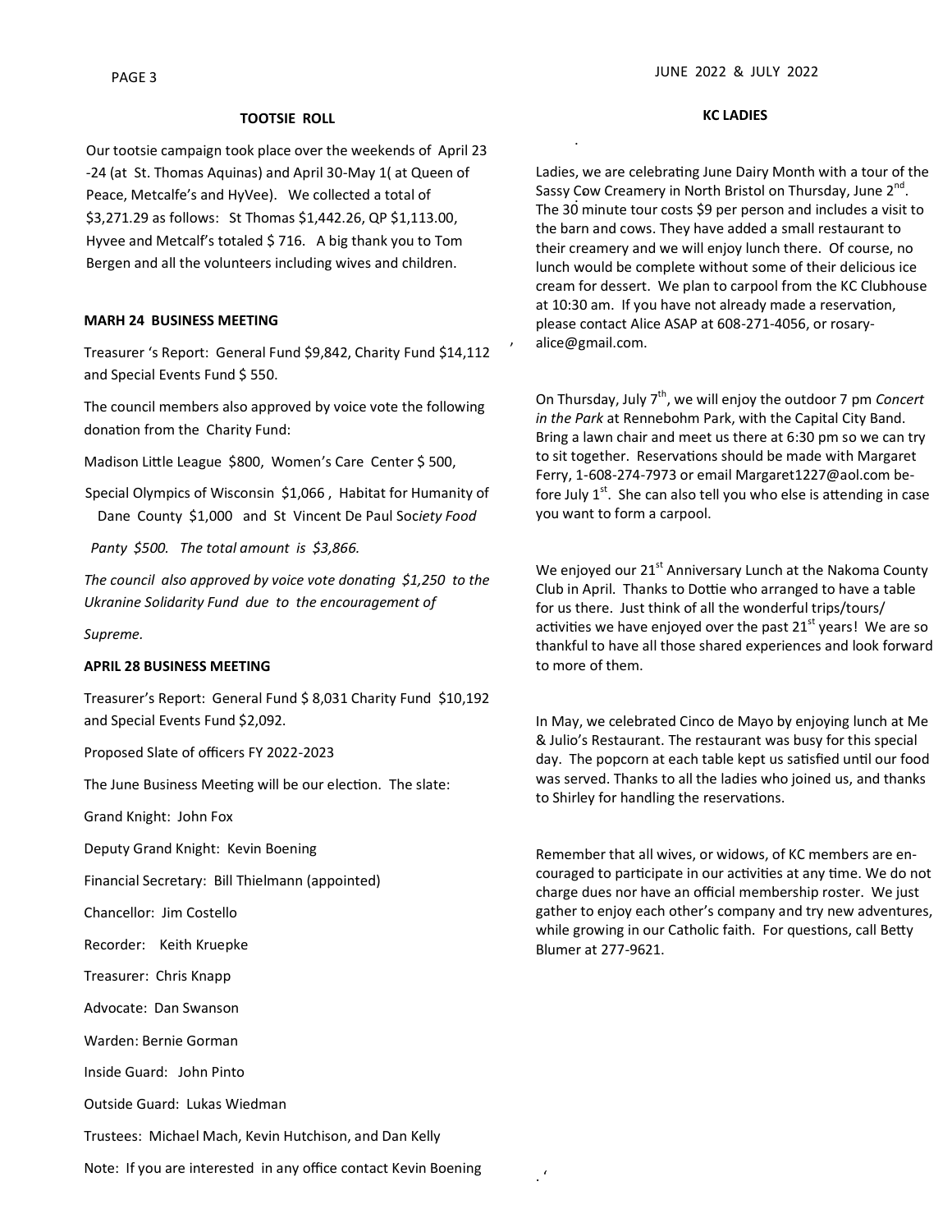## TOOTSIE ROLL

Our tootsie campaign took place over the weekends of April 23 -24 (at St. Thomas Aquinas) and April 30-May 1( at Queen of Peace, Metcalfe's and HyVee). We collected a total of $3,271.29 as follows: St Thomas $1,442.26, QP $1,113.00, Hyvee and Metcalf's totaled $ 716. A big thank you to Tom Bergen and all the volunteers including wives and children.

**MARH 24 BUSINESS MEETING**

Treasurer 's Report: General Fund $9,842, Charity Fund $14,112 and Special Events Fund $ 550.

The council members also approved by voice vote the following donation from the Charity Fund:

Madison Little League $800, Women's Care Center $ 500,

Special Olympics of Wisconsin $1,066 , Habitat for Humanity of Dane County $1,000 and St Vincent De Paul Soc*iety Food Panty $500. The total amount is $3,866.*

*The council also approved by voice vote donating $1,250 to the Ukranine Solidarity Fund due to the encouragement of Supreme.*

**APRIL 28 BUSINESS MEETING**

Treasurer's Report: General Fund $ 8,031 Charity Fund $10,192 and Special Events Fund $2,092.

Proposed Slate of officers FY 2022-2023

The June Business Meeting will be our election. The slate:

Grand Knight: John Fox

Deputy Grand Knight: Kevin Boening

Financial Secretary: Bill Thielmann (appointed)

Chancellor: Jim Costello

Recorder: Keith Kruepke

Treasurer: Chris Knapp

Advocate: Dan Swanson

Warden: Bernie Gorman

Inside Guard: John Pinto

Outside Guard: Lukas Wiedman

Trustees: Michael Mach, Kevin Hutchison, and Dan Kelly

Note: If you are interested in any office contact Kevin Boening

## KC LADIES

Ladies, we are celebrating June Dairy Month with a tour of the Sassy Cow Creamery in North Bristol on Thursday, June 2nd. The 30 minute tour costs $9 per person and includes a visit to the barn and cows. They have added a small restaurant to their creamery and we will enjoy lunch there. Of course, no lunch would be complete without some of their delicious ice cream for dessert. We plan to carpool from the KC Clubhouse at 10:30 am. If you have not already made a reservation, please contact Alice ASAP at 608-271-4056, or rosary-alice@gmail.com.

On Thursday, July 7th, we will enjoy the outdoor 7 pm *Concert in the Park* at Rennebohm Park, with the Capital City Band. Bring a lawn chair and meet us there at 6:30 pm so we can try to sit together. Reservations should be made with Margaret Ferry, 1-608-274-7973 or email Margaret1227@aol.com before July 1st. She can also tell you who else is attending in case you want to form a carpool.

We enjoyed our 21st Anniversary Lunch at the Nakoma County Club in April. Thanks to Dottie who arranged to have a table for us there. Just think of all the wonderful trips/tours/ activities we have enjoyed over the past 21st years! We are so thankful to have all those shared experiences and look forward to more of them.

In May, we celebrated Cinco de Mayo by enjoying lunch at Me & Julio's Restaurant. The restaurant was busy for this special day. The popcorn at each table kept us satisfied until our food was served. Thanks to all the ladies who joined us, and thanks to Shirley for handling the reservations.

Remember that all wives, or widows, of KC members are encouraged to participate in our activities at any time. We do not charge dues nor have an official membership roster. We just gather to enjoy each other's company and try new adventures, while growing in our Catholic faith. For questions, call Betty Blumer at 277-9621.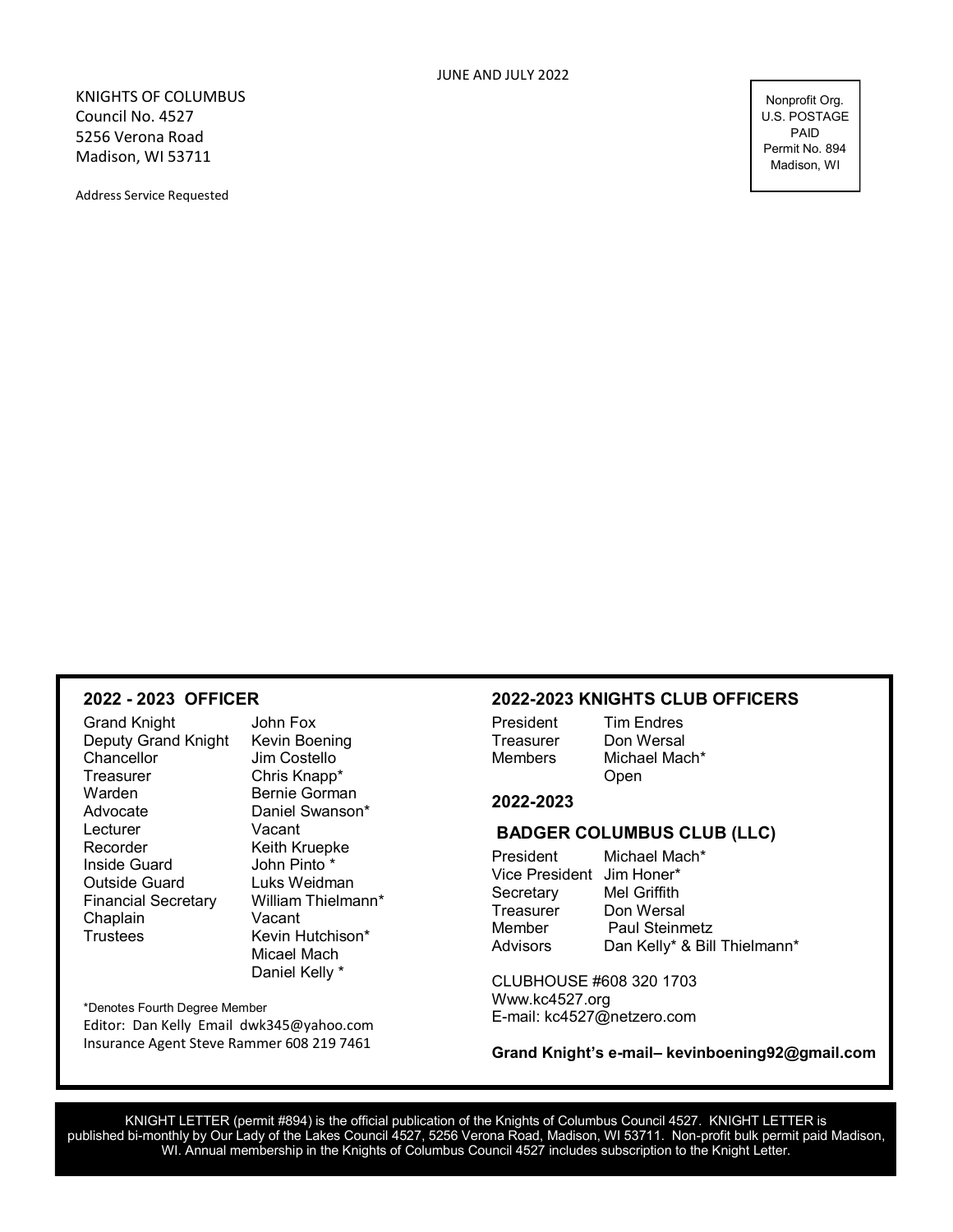JUNE AND JULY 2022

KNIGHTS OF COLUMBUS
Council No. 4527
5256 Verona Road
Madison, WI 53711

Address Service Requested

Nonprofit Org.
U.S. POSTAGE
PAID
Permit No. 894
Madison, WI

## 2022 - 2023 OFFICER

| | |
|---|---|
| Grand Knight | John Fox |
| Deputy Grand Knight | Kevin Boening |
| Chancellor | Jim Costello |
| Treasurer | Chris Knapp* |
| Warden | Bernie Gorman |
| Advocate | Daniel Swanson* |
| Lecturer | Vacant |
| Recorder | Keith Kruepke |
| Inside Guard | John Pinto * |
| Outside Guard | Luks Weidman |
| Financial Secretary | William Thielmann* |
| Chaplain | Vacant |
| Trustees | Kevin Hutchison* |
| | Micael Mach |
| | Daniel Kelly * |

*Denotes Fourth Degree Member
Editor: Dan Kelly Email dwk345@yahoo.com
Insurance Agent Steve Rammer 608 219 7461

## 2022-2023 KNIGHTS CLUB OFFICERS

| | |
|---|---|
| President | Tim Endres |
| Treasurer | Don Wersal |
| Members | Michael Mach* |
| | Open |

## 2022-2023

## BADGER COLUMBUS CLUB (LLC)

| | |
|---|---|
| President | Michael Mach* |
| Vice President | Jim Honer* |
| Secretary | Mel Griffith |
| Treasurer | Don Wersal |
| Member | Paul Steinmetz |
| Advisors | Dan Kelly* & Bill Thielmann* |

CLUBHOUSE #608 320 1703
Www.kc4527.org
E-mail: kc4527@netzero.com

**Grand Knight's e-mail– kevinboening92@gmail.com**

KNIGHT LETTER (permit #894) is the official publication of the Knights of Columbus Council 4527. KNIGHT LETTER is published bi-monthly by Our Lady of the Lakes Council 4527, 5256 Verona Road, Madison, WI 53711. Non-profit bulk permit paid Madison, WI. Annual membership in the Knights of Columbus Council 4527 includes subscription to the Knight Letter.